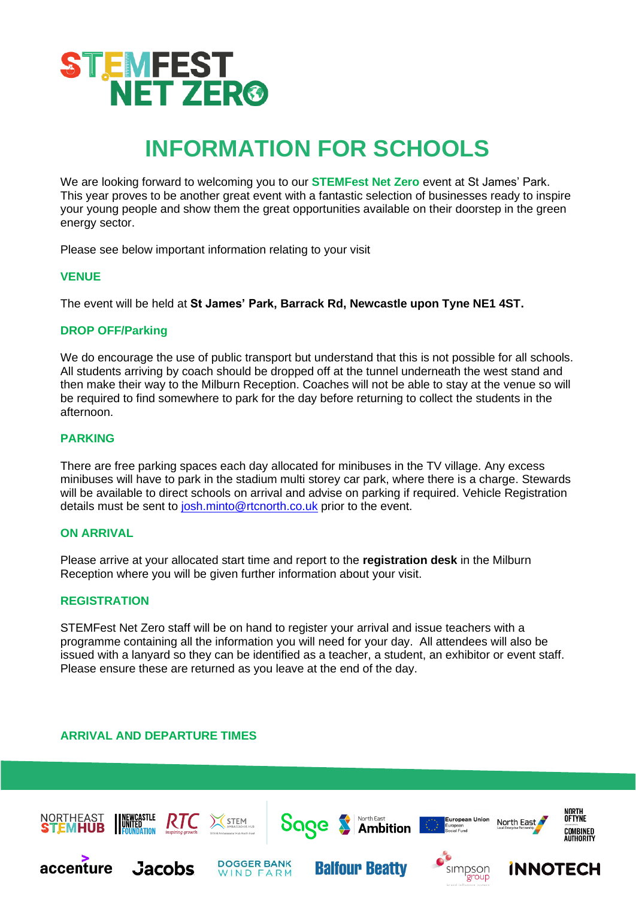STEMFEST NET ZERO

# INFORMATION FOR SCHOOLS

We are looking forward to welcoming you to our **STEMFest Net Zero** event at St James' Park. This year proves to be another great event with a fantastic selection of businesses ready to inspire your young people and show them the great opportunities available on their doorstep in the green energy sector.

Please see below important information relating to your visit

## VENUE

The event will be held at **St James' Park, Barrack Rd, Newcastle upon Tyne NE1 4ST.**

## DROP OFF/Parking

We do encourage the use of public transport but understand that this is not possible for all schools. All students arriving by coach should be dropped off at the tunnel underneath the west stand and then make their way to the Milburn Reception. Coaches will not be able to stay at the venue so will be required to find somewhere to park for the day before returning to collect the students in the afternoon.

## PARKING

There are free parking spaces each day allocated for minibuses in the TV village. Any excess minibuses will have to park in the stadium multi storey car park, where there is a charge. Stewards will be available to direct schools on arrival and advise on parking if required. Vehicle Registration details must be sent to josh.minto@rtcnorth.co.uk prior to the event.

## ON ARRIVAL

Please arrive at your allocated start time and report to the **registration desk** in the Milburn Reception where you will be given further information about your visit.

## REGISTRATION

STEMFest Net Zero staff will be on hand to register your arrival and issue teachers with a programme containing all the information you will need for your day. All attendees will also be issued with a lanyard so they can be identified as a teacher, a student, an exhibitor or event staff. Please ensure these are returned as you leave at the end of the day.

## ARRIVAL AND DEPARTURE TIMES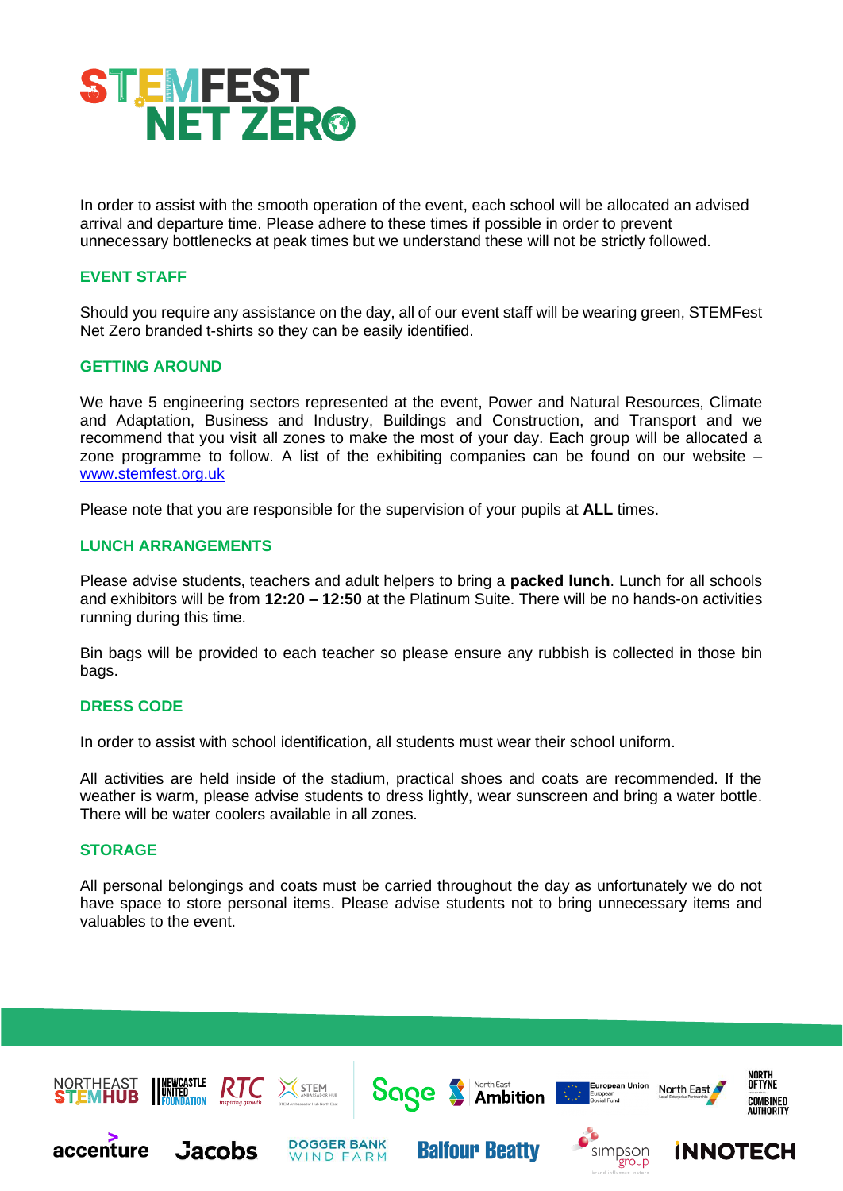In order to assist with the smooth operation of the event, each school will be allocated an advised arrival and departure time. Please adhere to these times if possible in order to prevent unnecessary bottlenecks at peak times but we understand these will not be strictly followed.

## EVENT STAFF

Should you require any assistance on the day, all of our event staff will be wearing green, STEMFest Net Zero branded t-shirts so they can be easily identified.

## GETTING AROUND

We have 5 engineering sectors represented at the event, Power and Natural Resources, Climate and Adaptation, Business and Industry, Buildings and Construction, and Transport and we recommend that you visit all zones to make the most of your day. Each group will be allocated a zone programme to follow. A list of the exhibiting companies can be found on our website – [www.stemfest.org.uk](http://www.stemfest.org.uk)

Please note that you are responsible for the supervision of your pupils at **ALL** times.

## LUNCH ARRANGEMENTS

Please advise students, teachers and adult helpers to bring a **packed lunch**. Lunch for all schools and exhibitors will be from **12:20 – 12:50** at the Platinum Suite. There will be no hands-on activities running during this time.

Bin bags will be provided to each teacher so please ensure any rubbish is collected in those bin bags.

## DRESS CODE

In order to assist with school identification, all students must wear their school uniform.

All activities are held inside of the stadium, practical shoes and coats are recommended. If the weather is warm, please advise students to dress lightly, wear sunscreen and bring a water bottle. There will be water coolers available in all zones.

## STORAGE

All personal belongings and coats must be carried throughout the day as unfortunately we do not have space to store personal items. Please advise students not to bring unnecessary items and valuables to the event.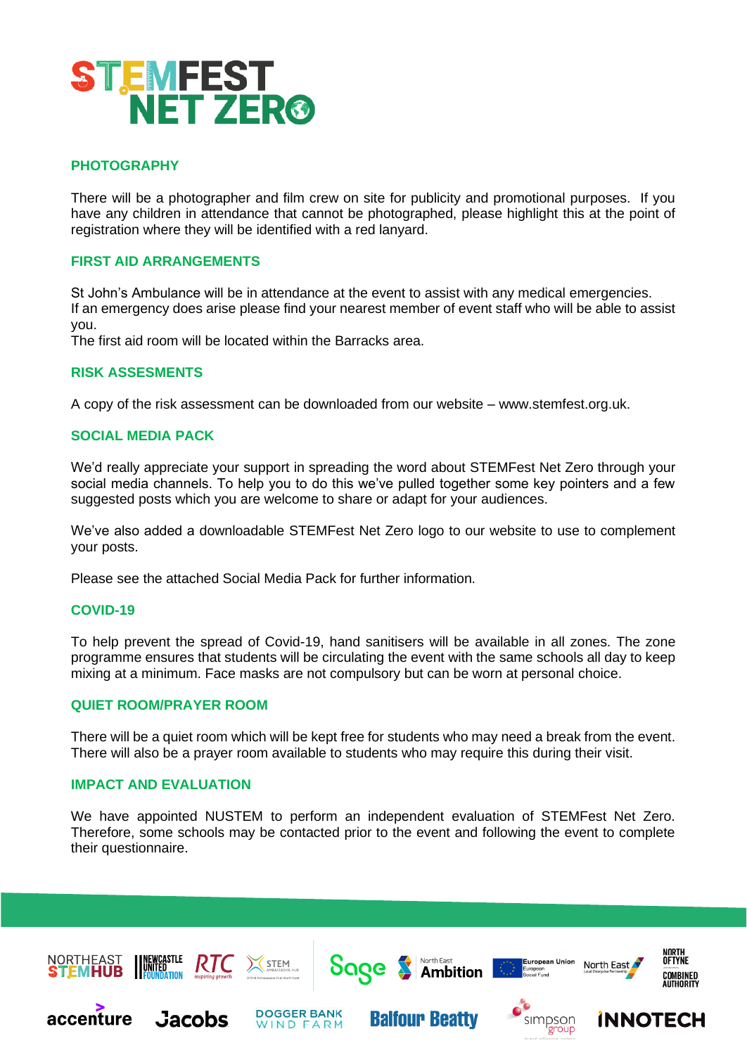## PHOTOGRAPHY

There will be a photographer and film crew on site for publicity and promotional purposes. If you have any children in attendance that cannot be photographed, please highlight this at the point of registration where they will be identified with a red lanyard.

## FIRST AID ARRANGEMENTS

St John's Ambulance will be in attendance at the event to assist with any medical emergencies.
If an emergency does arise please find your nearest member of event staff who will be able to assist you.
The first aid room will be located within the Barracks area.

## RISK ASSESMENTS

A copy of the risk assessment can be downloaded from our website – www.stemfest.org.uk.

## SOCIAL MEDIA PACK

We'd really appreciate your support in spreading the word about STEMFest Net Zero through your social media channels. To help you to do this we've pulled together some key pointers and a few suggested posts which you are welcome to share or adapt for your audiences.

We've also added a downloadable STEMFest Net Zero logo to our website to use to complement your posts.

Please see the attached Social Media Pack for further information.

## COVID-19

To help prevent the spread of Covid-19, hand sanitisers will be available in all zones. The zone programme ensures that students will be circulating the event with the same schools all day to keep mixing at a minimum. Face masks are not compulsory but can be worn at personal choice.

## QUIET ROOM/PRAYER ROOM

There will be a quiet room which will be kept free for students who may need a break from the event. There will also be a prayer room available to students who may require this during their visit.

## IMPACT AND EVALUATION

We have appointed NUSTEM to perform an independent evaluation of STEMFest Net Zero. Therefore, some schools may be contacted prior to the event and following the event to complete their questionnaire.